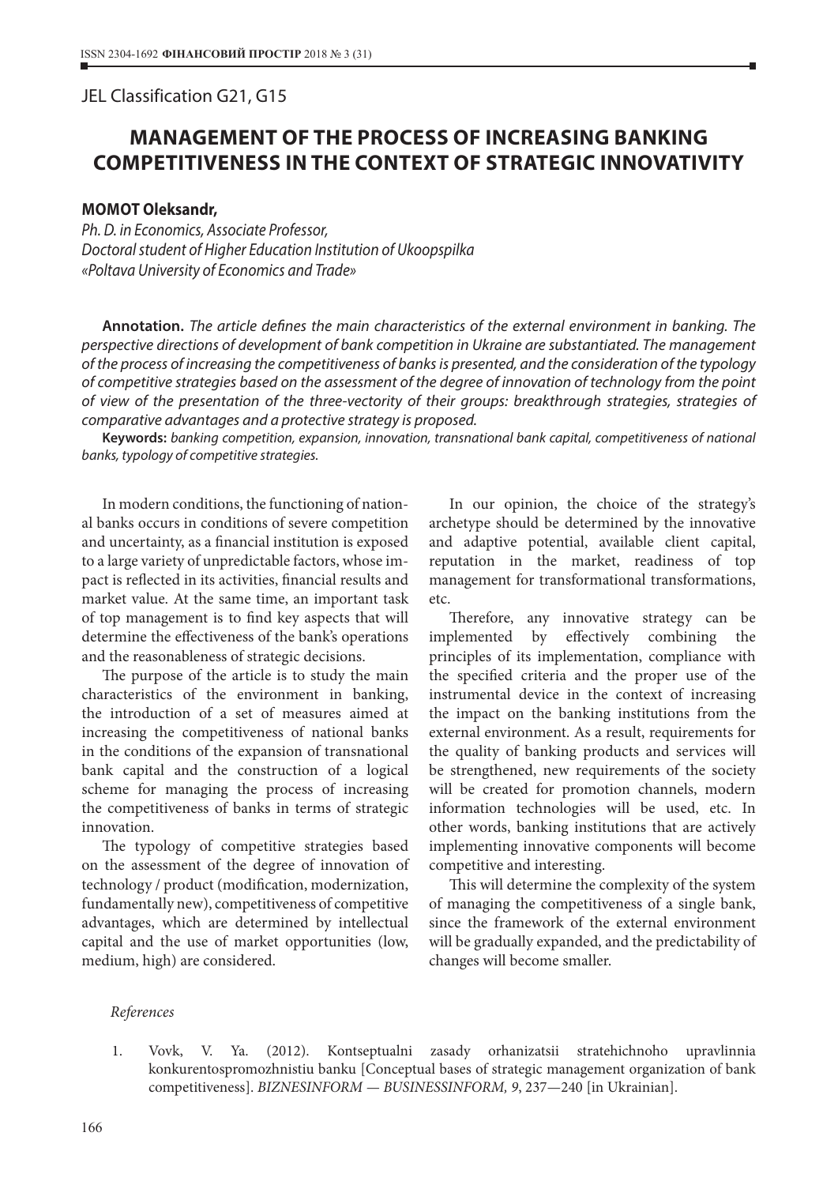JEL Classification G21, G15

# MANAGEMENT OF THE PROCESS OF INCREASING BANKING COMPETITIVENESS IN THE CONTEXT OF STRATEGIC INNOVATIVITY

**MOMOT Oleksandr,**

*Ph. D. in Economics, Associate Professor,*
*Doctoral student of Higher Education Institution of Ukoopspilka*
*«Poltava University of Economics and Trade»*

**Annotation.** *The article defines the main characteristics of the external environment in banking. The perspective directions of development of bank competition in Ukraine are substantiated. The management of the process of increasing the competitiveness of banks is presented, and the consideration of the typology of competitive strategies based on the assessment of the degree of innovation of technology from the point of view of the presentation of the three-vectority of their groups: breakthrough strategies, strategies of comparative advantages and a protective strategy is proposed.*

**Keywords:** *banking competition, expansion, innovation, transnational bank capital, competitiveness of national banks, typology of competitive strategies.*

In modern conditions, the functioning of national banks occurs in conditions of severe competition and uncertainty, as a financial institution is exposed to a large variety of unpredictable factors, whose impact is reflected in its activities, financial results and market value. At the same time, an important task of top management is to find key aspects that will determine the effectiveness of the bank's operations and the reasonableness of strategic decisions.

The purpose of the article is to study the main characteristics of the environment in banking, the introduction of a set of measures aimed at increasing the competitiveness of national banks in the conditions of the expansion of transnational bank capital and the construction of a logical scheme for managing the process of increasing the competitiveness of banks in terms of strategic innovation.

The typology of competitive strategies based on the assessment of the degree of innovation of technology / product (modification, modernization, fundamentally new), competitiveness of competitive advantages, which are determined by intellectual capital and the use of market opportunities (low, medium, high) are considered.

In our opinion, the choice of the strategy's archetype should be determined by the innovative and adaptive potential, available client capital, reputation in the market, readiness of top management for transformational transformations, etc.

Therefore, any innovative strategy can be implemented by effectively combining the principles of its implementation, compliance with the specified criteria and the proper use of the instrumental device in the context of increasing the impact on the banking institutions from the external environment. As a result, requirements for the quality of banking products and services will be strengthened, new requirements of the society will be created for promotion channels, modern information technologies will be used, etc. In other words, banking institutions that are actively implementing innovative components will become competitive and interesting.

This will determine the complexity of the system of managing the competitiveness of a single bank, since the framework of the external environment will be gradually expanded, and the predictability of changes will become smaller.

*References*

1. Vovk, V. Ya. (2012). Kontseptualni zasady orhanizatsii stratehichnoho upravlinnia konkurentospromozhnistiu banku [Conceptual bases of strategic management organization of bank competitiveness]. *BIZNESINFORM — BUSINESSINFORM, 9*, 237—240 [in Ukrainian].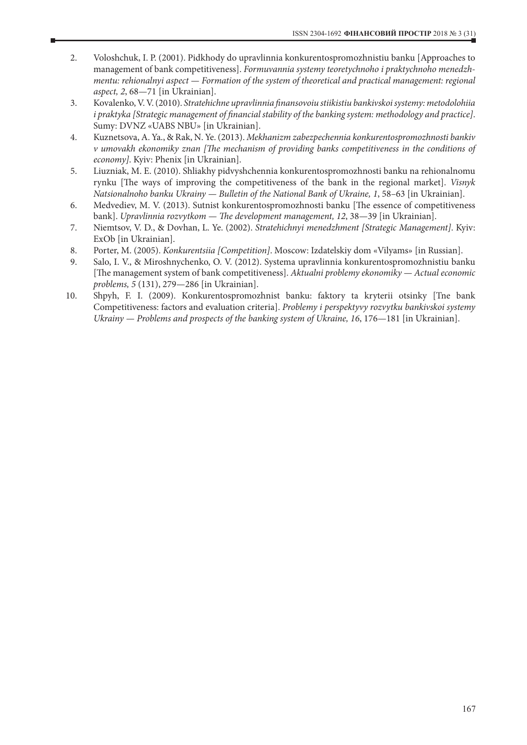2. Voloshchuk, I. P. (2001). Pidkhody do upravlinnia konkurentospromozhnistiu banku [Approaches to management of bank competitiveness]. *Formuvannia systemy teoretychnoho i praktychnoho menedzhmentu: rehionalnyi aspect — Formation of the system of theoretical and practical management: regional aspect, 2*, 68—71 [in Ukrainian].
3. Kovalenko, V. V. (2010). *Stratehichne upravlinnia finansovoiu stiikistiu bankivskoi systemy: metodolohiia i praktyka [Strategic management of financial stability of the banking system: methodology and practice]*. Sumy: DVNZ «UABS NBU» [in Ukrainian].
4. Kuznetsova, A. Ya., & Rak, N. Ye. (2013). *Mekhanizm zabezpechennia konkurentospromozhnosti bankiv v umovakh ekonomiky znan [The mechanism of providing banks competitiveness in the conditions of economy]*. Kyiv: Phenix [in Ukrainian].
5. Liuzniak, M. E. (2010). Shliakhy pidvyshchennia konkurentospromozhnosti banku na rehionalnomu rynku [The ways of improving the competitiveness of the bank in the regional market]. *Visnyk Natsionalnoho banku Ukrainy — Bulletin of the National Bank of Ukraine, 1*, 58–63 [in Ukrainian].
6. Medvediev, M. V. (2013). Sutnist konkurentospromozhnosti banku [The essence of competitiveness bank]. *Upravlinnia rozvytkom — The development management, 12*, 38—39 [in Ukrainian].
7. Niemtsov, V. D., & Dovhan, L. Ye. (2002). *Stratehichnyi menedzhment [Strategic Management]*. Kyiv: ExOb [in Ukrainian].
8. Porter, M. (2005). *Konkurentsiia [Competition]*. Moscow: Izdatelskiy dom «Vilyams» [in Russian].
9. Salo, I. V., & Miroshnychenko, O. V. (2012). Systema upravlinnia konkurentospromozhnistiu banku [The management system of bank competitiveness]. *Aktualni problemy ekonomiky — Actual economic problems, 5* (131), 279—286 [in Ukrainian].
10. Shpyh, F. I. (2009). Konkurentospromozhnist banku: faktory ta kryterii otsinky [Tne bank Competitiveness: factors and evaluation criteria]. *Problemy i perspektyvy rozvytku bankivskoi systemy Ukrainy — Problems and prospects of the banking system of Ukraine, 16*, 176—181 [in Ukrainian].